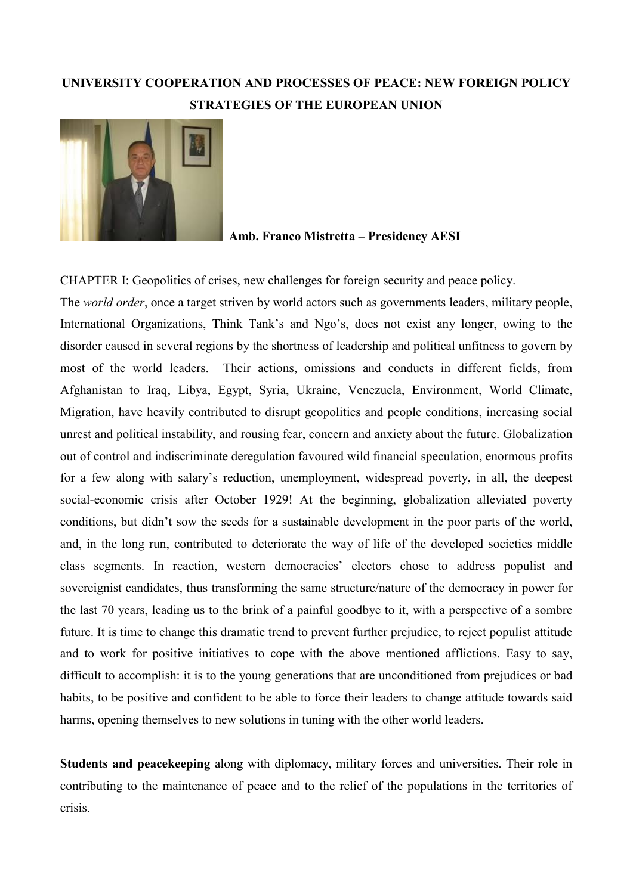# UNIVERSITY COOPERATION AND PROCESSES OF PEACE: NEW FOREIGN POLICY STRATEGIES OF THE EUROPEAN UNION

**Amb. Franco Mistretta – Presidency AESI**

CHAPTER I: Geopolitics of crises, new challenges for foreign security and peace policy.

The *world order*, once a target striven by world actors such as governments leaders, military people, International Organizations, Think Tank's and Ngo's, does not exist any longer, owing to the disorder caused in several regions by the shortness of leadership and political unfitness to govern by most of the world leaders. Their actions, omissions and conducts in different fields, from Afghanistan to Iraq, Libya, Egypt, Syria, Ukraine, Venezuela, Environment, World Climate, Migration, have heavily contributed to disrupt geopolitics and people conditions, increasing social unrest and political instability, and rousing fear, concern and anxiety about the future. Globalization out of control and indiscriminate deregulation favoured wild financial speculation, enormous profits for a few along with salary's reduction, unemployment, widespread poverty, in all, the deepest social-economic crisis after October 1929! At the beginning, globalization alleviated poverty conditions, but didn't sow the seeds for a sustainable development in the poor parts of the world, and, in the long run, contributed to deteriorate the way of life of the developed societies middle class segments. In reaction, western democracies' electors chose to address populist and sovereignist candidates, thus transforming the same structure/nature of the democracy in power for the last 70 years, leading us to the brink of a painful goodbye to it, with a perspective of a sombre future. It is time to change this dramatic trend to prevent further prejudice, to reject populist attitude and to work for positive initiatives to cope with the above mentioned afflictions. Easy to say, difficult to accomplish: it is to the young generations that are unconditioned from prejudices or bad habits, to be positive and confident to be able to force their leaders to change attitude towards said harms, opening themselves to new solutions in tuning with the other world leaders.

**Students and peacekeeping** along with diplomacy, military forces and universities. Their role in contributing to the maintenance of peace and to the relief of the populations in the territories of crisis.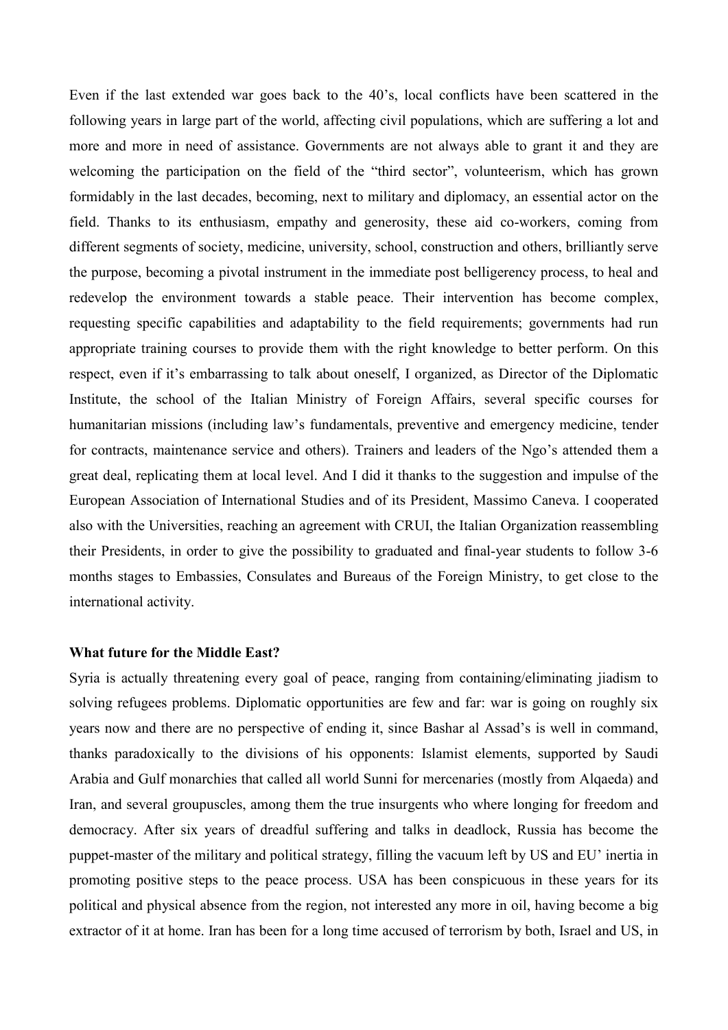Even if the last extended war goes back to the 40's, local conflicts have been scattered in the following years in large part of the world, affecting civil populations, which are suffering a lot and more and more in need of assistance. Governments are not always able to grant it and they are welcoming the participation on the field of the "third sector", volunteerism, which has grown formidably in the last decades, becoming, next to military and diplomacy, an essential actor on the field. Thanks to its enthusiasm, empathy and generosity, these aid co-workers, coming from different segments of society, medicine, university, school, construction and others, brilliantly serve the purpose, becoming a pivotal instrument in the immediate post belligerency process, to heal and redevelop the environment towards a stable peace. Their intervention has become complex, requesting specific capabilities and adaptability to the field requirements; governments had run appropriate training courses to provide them with the right knowledge to better perform. On this respect, even if it's embarrassing to talk about oneself, I organized, as Director of the Diplomatic Institute, the school of the Italian Ministry of Foreign Affairs, several specific courses for humanitarian missions (including law's fundamentals, preventive and emergency medicine, tender for contracts, maintenance service and others). Trainers and leaders of the Ngo's attended them a great deal, replicating them at local level. And I did it thanks to the suggestion and impulse of the European Association of International Studies and of its President, Massimo Caneva. I cooperated also with the Universities, reaching an agreement with CRUI, the Italian Organization reassembling their Presidents, in order to give the possibility to graduated and final-year students to follow 3-6 months stages to Embassies, Consulates and Bureaus of the Foreign Ministry, to get close to the international activity.

**What future for the Middle East?**

Syria is actually threatening every goal of peace, ranging from containing/eliminating jiadism to solving refugees problems. Diplomatic opportunities are few and far: war is going on roughly six years now and there are no perspective of ending it, since Bashar al Assad's is well in command, thanks paradoxically to the divisions of his opponents: Islamist elements, supported by Saudi Arabia and Gulf monarchies that called all world Sunni for mercenaries (mostly from Alqaeda) and Iran, and several groupuscles, among them the true insurgents who where longing for freedom and democracy. After six years of dreadful suffering and talks in deadlock, Russia has become the puppet-master of the military and political strategy, filling the vacuum left by US and EU' inertia in promoting positive steps to the peace process. USA has been conspicuous in these years for its political and physical absence from the region, not interested any more in oil, having become a big extractor of it at home. Iran has been for a long time accused of terrorism by both, Israel and US, in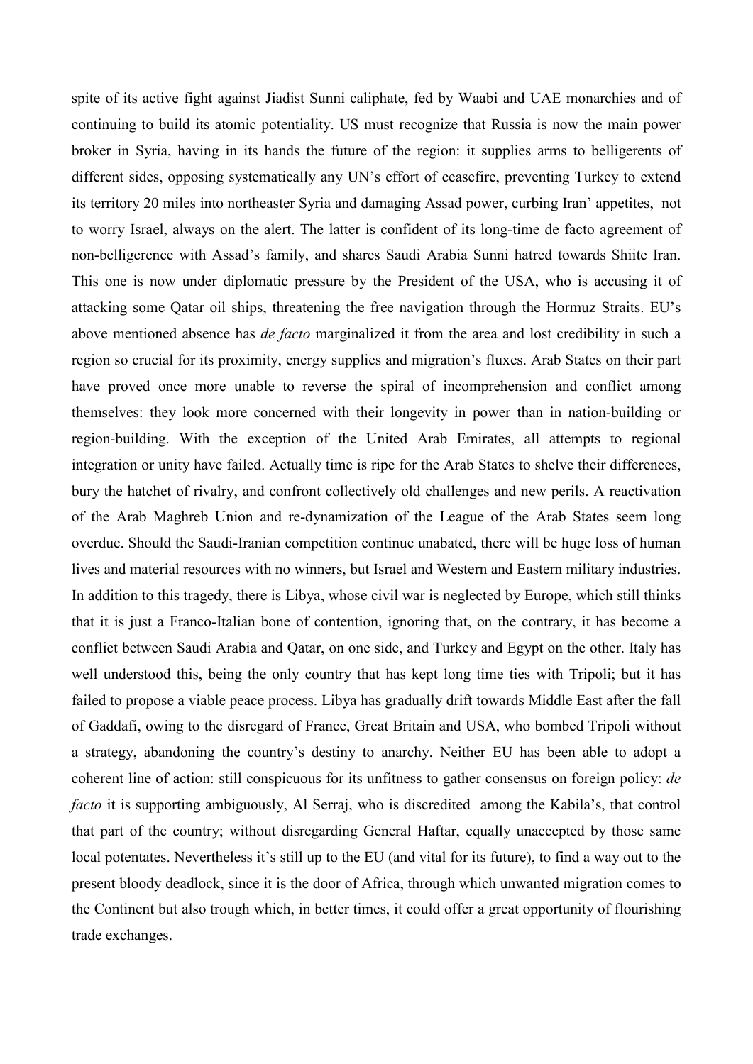spite of its active fight against Jiadist Sunni caliphate, fed by Waabi and UAE monarchies and of continuing to build its atomic potentiality. US must recognize that Russia is now the main power broker in Syria, having in its hands the future of the region: it supplies arms to belligerents of different sides, opposing systematically any UN's effort of ceasefire, preventing Turkey to extend its territory 20 miles into northeaster Syria and damaging Assad power, curbing Iran' appetites, not to worry Israel, always on the alert. The latter is confident of its long-time de facto agreement of non-belligerence with Assad's family, and shares Saudi Arabia Sunni hatred towards Shiite Iran. This one is now under diplomatic pressure by the President of the USA, who is accusing it of attacking some Qatar oil ships, threatening the free navigation through the Hormuz Straits. EU's above mentioned absence has *de facto* marginalized it from the area and lost credibility in such a region so crucial for its proximity, energy supplies and migration's fluxes. Arab States on their part have proved once more unable to reverse the spiral of incomprehension and conflict among themselves: they look more concerned with their longevity in power than in nation-building or region-building. With the exception of the United Arab Emirates, all attempts to regional integration or unity have failed. Actually time is ripe for the Arab States to shelve their differences, bury the hatchet of rivalry, and confront collectively old challenges and new perils. A reactivation of the Arab Maghreb Union and re-dynamization of the League of the Arab States seem long overdue. Should the Saudi-Iranian competition continue unabated, there will be huge loss of human lives and material resources with no winners, but Israel and Western and Eastern military industries. In addition to this tragedy, there is Libya, whose civil war is neglected by Europe, which still thinks that it is just a Franco-Italian bone of contention, ignoring that, on the contrary, it has become a conflict between Saudi Arabia and Qatar, on one side, and Turkey and Egypt on the other. Italy has well understood this, being the only country that has kept long time ties with Tripoli; but it has failed to propose a viable peace process. Libya has gradually drift towards Middle East after the fall of Gaddafi, owing to the disregard of France, Great Britain and USA, who bombed Tripoli without a strategy, abandoning the country's destiny to anarchy. Neither EU has been able to adopt a coherent line of action: still conspicuous for its unfitness to gather consensus on foreign policy: *de facto* it is supporting ambiguously, Al Serraj, who is discredited among the Kabila's, that control that part of the country; without disregarding General Haftar, equally unaccepted by those same local potentates. Nevertheless it's still up to the EU (and vital for its future), to find a way out to the present bloody deadlock, since it is the door of Africa, through which unwanted migration comes to the Continent but also trough which, in better times, it could offer a great opportunity of flourishing trade exchanges.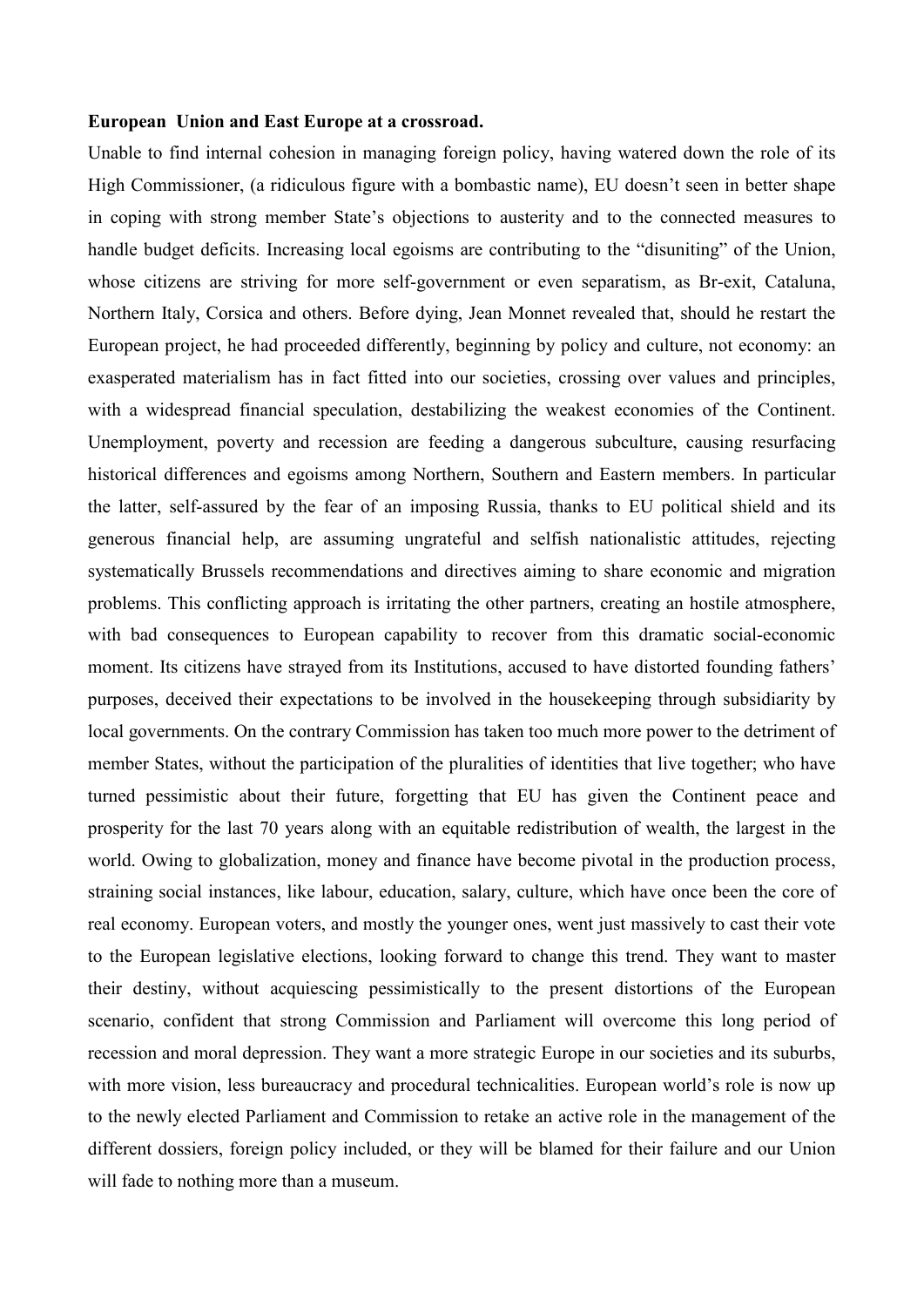**European Union and East Europe at a crossroad.**

Unable to find internal cohesion in managing foreign policy, having watered down the role of its High Commissioner, (a ridiculous figure with a bombastic name), EU doesn't seen in better shape in coping with strong member State's objections to austerity and to the connected measures to handle budget deficits. Increasing local egoisms are contributing to the "disuniting" of the Union, whose citizens are striving for more self-government or even separatism, as Br-exit, Cataluna, Northern Italy, Corsica and others. Before dying, Jean Monnet revealed that, should he restart the European project, he had proceeded differently, beginning by policy and culture, not economy: an exasperated materialism has in fact fitted into our societies, crossing over values and principles, with a widespread financial speculation, destabilizing the weakest economies of the Continent. Unemployment, poverty and recession are feeding a dangerous subculture, causing resurfacing historical differences and egoisms among Northern, Southern and Eastern members. In particular the latter, self-assured by the fear of an imposing Russia, thanks to EU political shield and its generous financial help, are assuming ungrateful and selfish nationalistic attitudes, rejecting systematically Brussels recommendations and directives aiming to share economic and migration problems. This conflicting approach is irritating the other partners, creating an hostile atmosphere, with bad consequences to European capability to recover from this dramatic social-economic moment. Its citizens have strayed from its Institutions, accused to have distorted founding fathers' purposes, deceived their expectations to be involved in the housekeeping through subsidiarity by local governments. On the contrary Commission has taken too much more power to the detriment of member States, without the participation of the pluralities of identities that live together; who have turned pessimistic about their future, forgetting that EU has given the Continent peace and prosperity for the last 70 years along with an equitable redistribution of wealth, the largest in the world. Owing to globalization, money and finance have become pivotal in the production process, straining social instances, like labour, education, salary, culture, which have once been the core of real economy. European voters, and mostly the younger ones, went just massively to cast their vote to the European legislative elections, looking forward to change this trend. They want to master their destiny, without acquiescing pessimistically to the present distortions of the European scenario, confident that strong Commission and Parliament will overcome this long period of recession and moral depression. They want a more strategic Europe in our societies and its suburbs, with more vision, less bureaucracy and procedural technicalities. European world's role is now up to the newly elected Parliament and Commission to retake an active role in the management of the different dossiers, foreign policy included, or they will be blamed for their failure and our Union will fade to nothing more than a museum.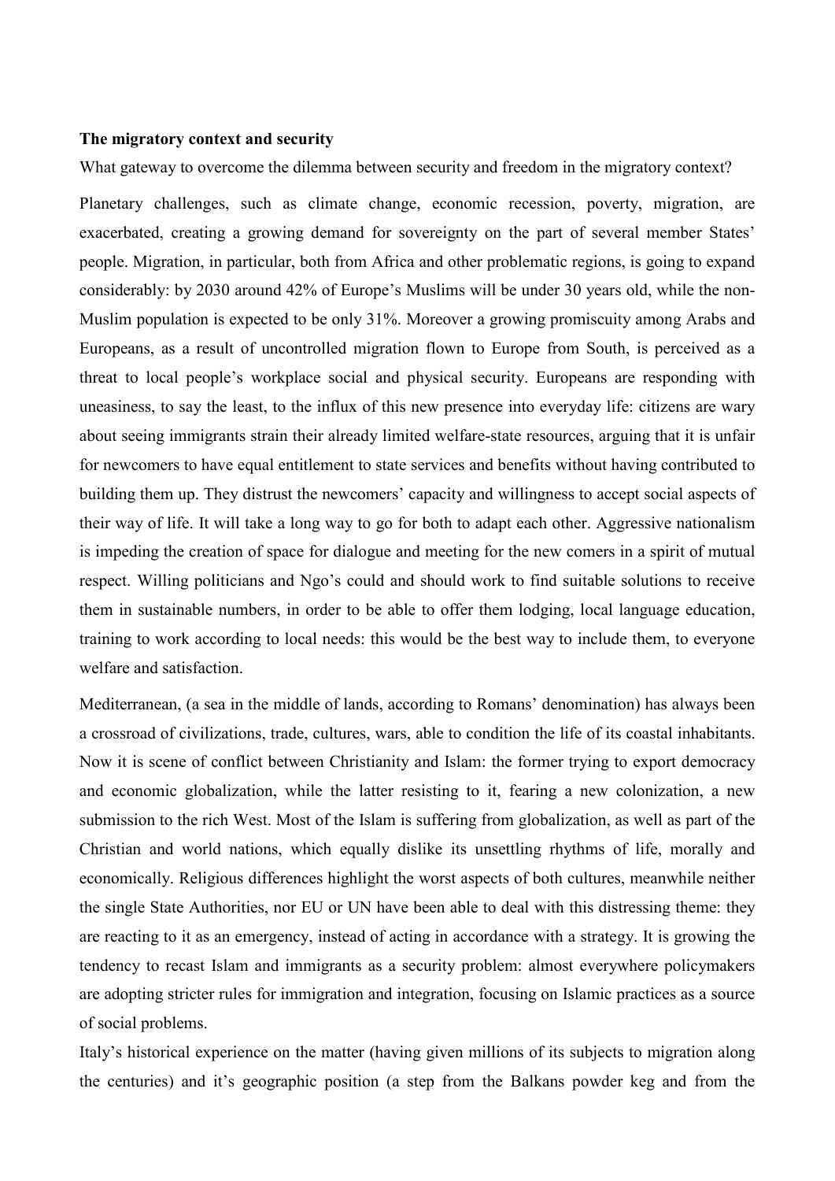**The migratory context and security**

What gateway to overcome the dilemma between security and freedom in the migratory context?

Planetary challenges, such as climate change, economic recession, poverty, migration, are exacerbated, creating a growing demand for sovereignty on the part of several member States' people. Migration, in particular, both from Africa and other problematic regions, is going to expand considerably: by 2030 around 42% of Europe's Muslims will be under 30 years old, while the non-Muslim population is expected to be only 31%. Moreover a growing promiscuity among Arabs and Europeans, as a result of uncontrolled migration flown to Europe from South, is perceived as a threat to local people's workplace social and physical security. Europeans are responding with uneasiness, to say the least, to the influx of this new presence into everyday life: citizens are wary about seeing immigrants strain their already limited welfare-state resources, arguing that it is unfair for newcomers to have equal entitlement to state services and benefits without having contributed to building them up. They distrust the newcomers' capacity and willingness to accept social aspects of their way of life. It will take a long way to go for both to adapt each other. Aggressive nationalism is impeding the creation of space for dialogue and meeting for the new comers in a spirit of mutual respect. Willing politicians and Ngo's could and should work to find suitable solutions to receive them in sustainable numbers, in order to be able to offer them lodging, local language education, training to work according to local needs: this would be the best way to include them, to everyone welfare and satisfaction.

Mediterranean, (a sea in the middle of lands, according to Romans' denomination) has always been a crossroad of civilizations, trade, cultures, wars, able to condition the life of its coastal inhabitants. Now it is scene of conflict between Christianity and Islam: the former trying to export democracy and economic globalization, while the latter resisting to it, fearing a new colonization, a new submission to the rich West. Most of the Islam is suffering from globalization, as well as part of the Christian and world nations, which equally dislike its unsettling rhythms of life, morally and economically. Religious differences highlight the worst aspects of both cultures, meanwhile neither the single State Authorities, nor EU or UN have been able to deal with this distressing theme: they are reacting to it as an emergency, instead of acting in accordance with a strategy. It is growing the tendency to recast Islam and immigrants as a security problem: almost everywhere policymakers are adopting stricter rules for immigration and integration, focusing on Islamic practices as a source of social problems.

Italy's historical experience on the matter (having given millions of its subjects to migration along the centuries) and it's geographic position (a step from the Balkans powder keg and from the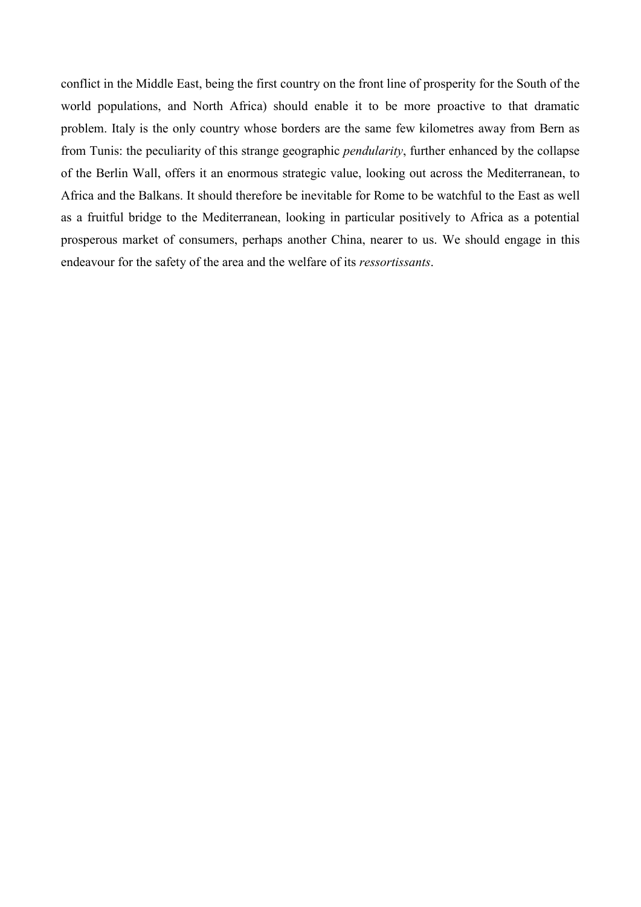conflict in the Middle East, being the first country on the front line of prosperity for the South of the world populations, and North Africa) should enable it to be more proactive to that dramatic problem. Italy is the only country whose borders are the same few kilometres away from Bern as from Tunis: the peculiarity of this strange geographic *pendularity*, further enhanced by the collapse of the Berlin Wall, offers it an enormous strategic value, looking out across the Mediterranean, to Africa and the Balkans. It should therefore be inevitable for Rome to be watchful to the East as well as a fruitful bridge to the Mediterranean, looking in particular positively to Africa as a potential prosperous market of consumers, perhaps another China, nearer to us. We should engage in this endeavour for the safety of the area and the welfare of its *ressortissants*.